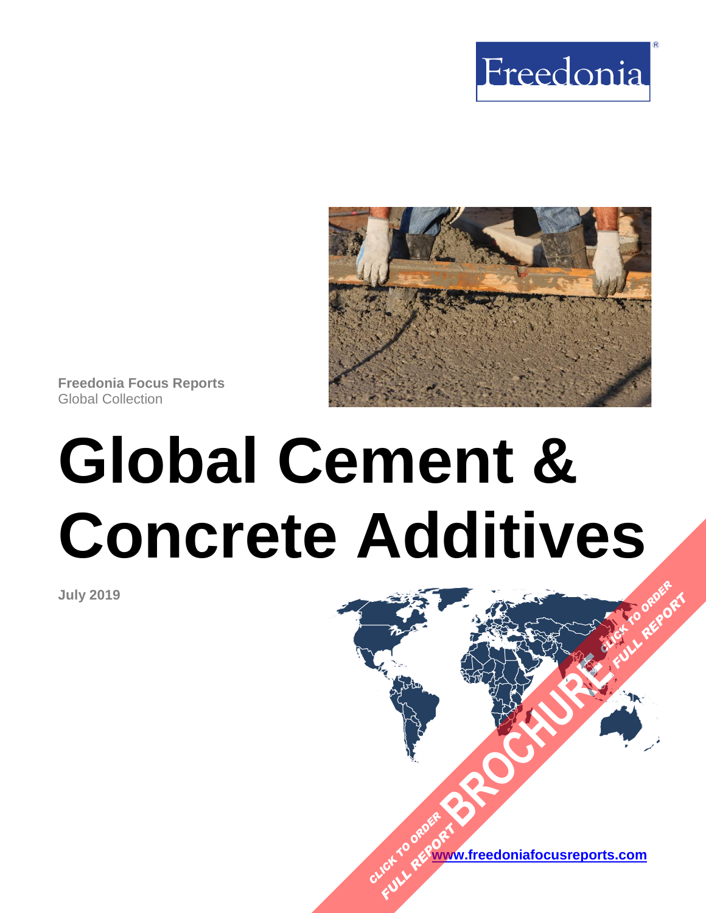Freedonia

**Freedonia Focus Reports**
Global Collection

# Global Cement & Concrete Additives

**July 2019**

CLICK TO ORDER FULL REPORT BROCHURE CLICK TO ORDER FULL REPORT

**www.freedoniafocusreports.com**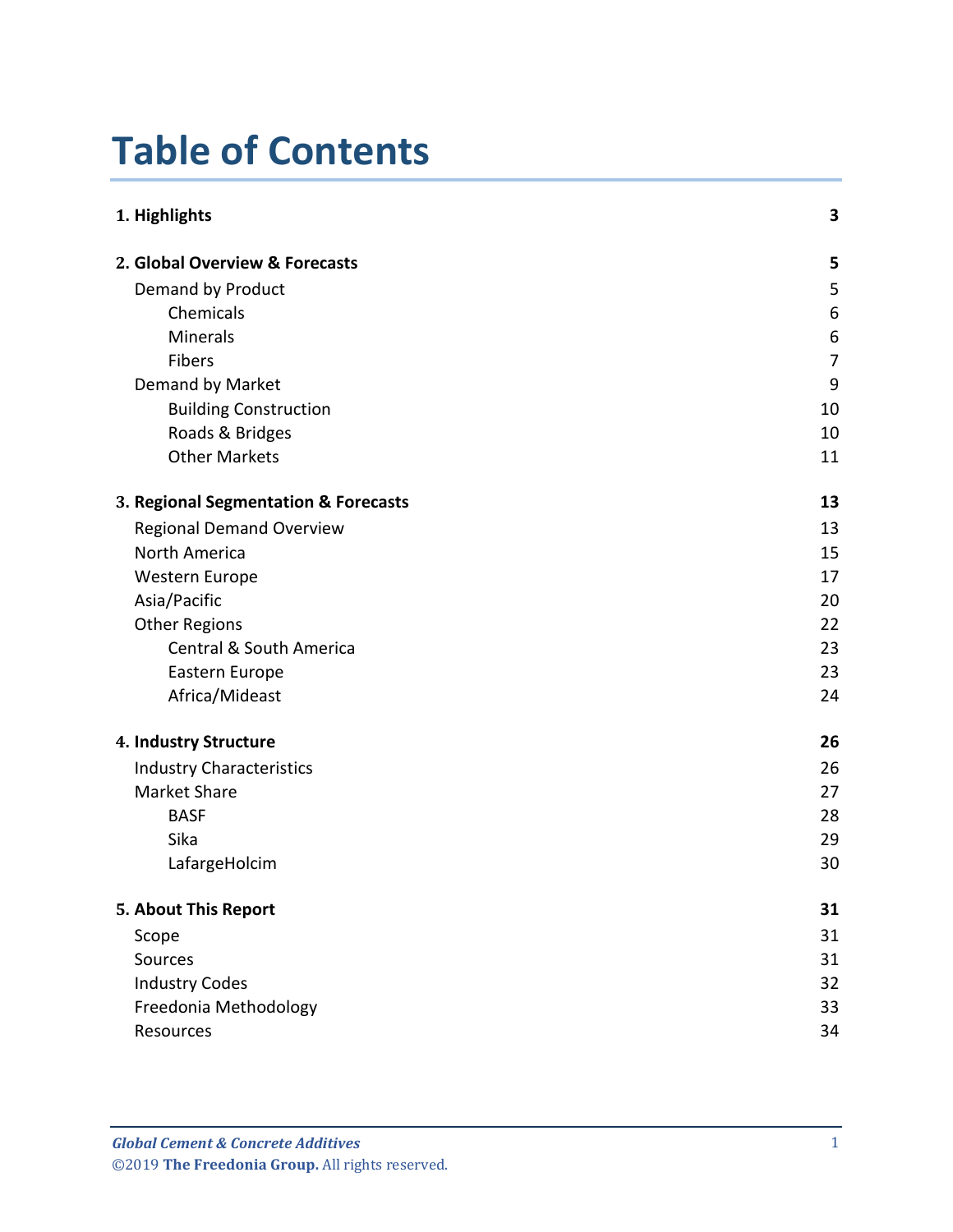# Table of Contents

| | |
|---|---|
| **1. Highlights** | **3** |
| **2. Global Overview & Forecasts** | **5** |
| Demand by Product | 5 |
| Chemicals | 6 |
| Minerals | 6 |
| Fibers | 7 |
| Demand by Market | 9 |
| Building Construction | 10 |
| Roads & Bridges | 10 |
| Other Markets | 11 |
| **3. Regional Segmentation & Forecasts** | **13** |
| Regional Demand Overview | 13 |
| North America | 15 |
| Western Europe | 17 |
| Asia/Pacific | 20 |
| Other Regions | 22 |
| Central & South America | 23 |
| Eastern Europe | 23 |
| Africa/Mideast | 24 |
| **4. Industry Structure** | **26** |
| Industry Characteristics | 26 |
| Market Share | 27 |
| BASF | 28 |
| Sika | 29 |
| LafargeHolcim | 30 |
| **5. About This Report** | **31** |
| Scope | 31 |
| Sources | 31 |
| Industry Codes | 32 |
| Freedonia Methodology | 33 |
| Resources | 34 |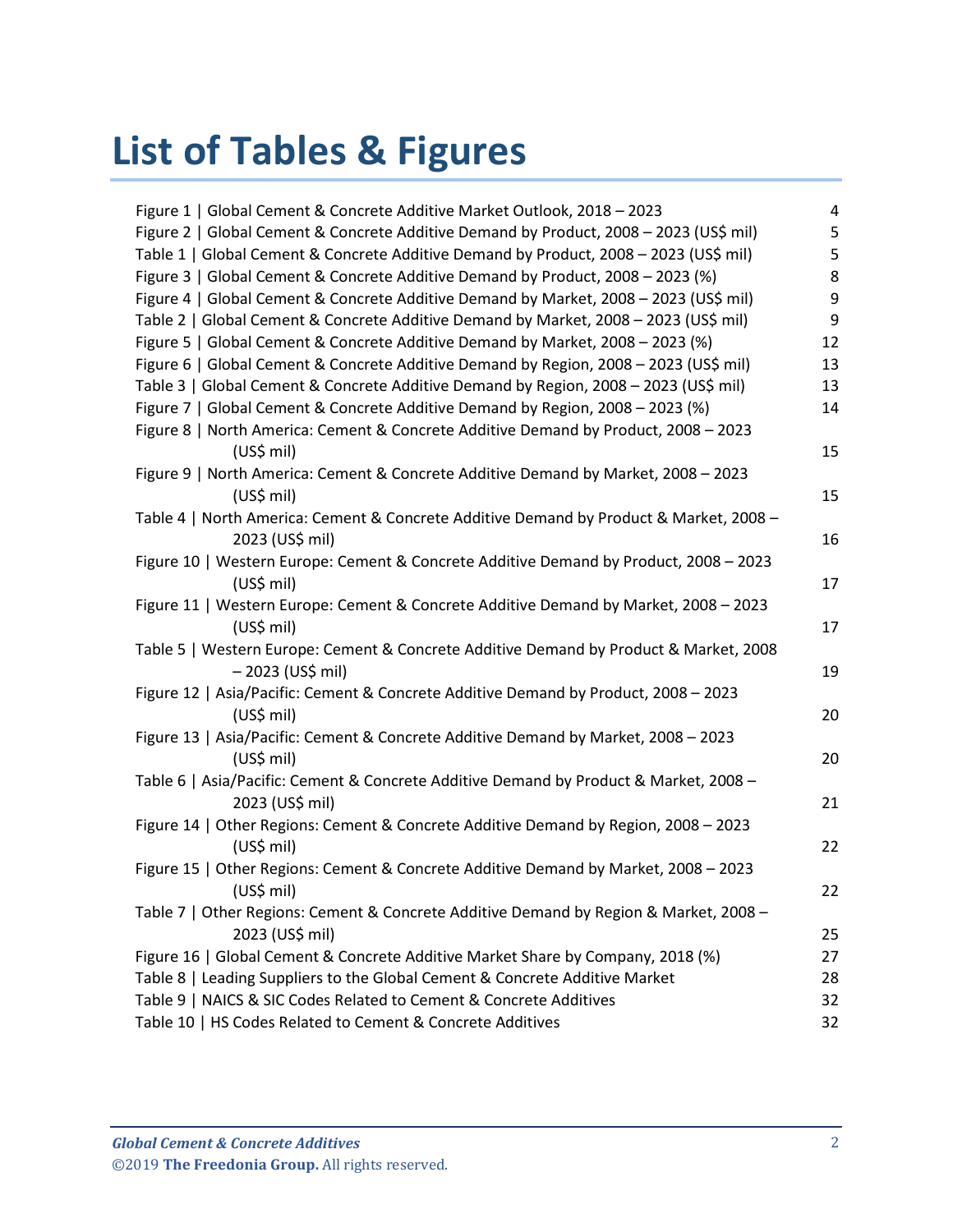# List of Tables & Figures

| | |
|---|---|
| Figure 1 \| Global Cement & Concrete Additive Market Outlook, 2018 – 2023 | 4 |
| Figure 2 \| Global Cement & Concrete Additive Demand by Product, 2008 – 2023 (US$ mil) | 5 |
| Table 1 \| Global Cement & Concrete Additive Demand by Product, 2008 – 2023 (US$ mil) | 5 |
| Figure 3 \| Global Cement & Concrete Additive Demand by Product, 2008 – 2023 (%) | 8 |
| Figure 4 \| Global Cement & Concrete Additive Demand by Market, 2008 – 2023 (US$ mil) | 9 |
| Table 2 \| Global Cement & Concrete Additive Demand by Market, 2008 – 2023 (US$ mil) | 9 |
| Figure 5 \| Global Cement & Concrete Additive Demand by Market, 2008 – 2023 (%) | 12 |
| Figure 6 \| Global Cement & Concrete Additive Demand by Region, 2008 – 2023 (US$ mil) | 13 |
| Table 3 \| Global Cement & Concrete Additive Demand by Region, 2008 – 2023 (US$ mil) | 13 |
| Figure 7 \| Global Cement & Concrete Additive Demand by Region, 2008 – 2023 (%) | 14 |
| Figure 8 \| North America: Cement & Concrete Additive Demand by Product, 2008 – 2023 (US$ mil) | 15 |
| Figure 9 \| North America: Cement & Concrete Additive Demand by Market, 2008 – 2023 (US$ mil) | 15 |
| Table 4 \| North America: Cement & Concrete Additive Demand by Product & Market, 2008 – 2023 (US$ mil) | 16 |
| Figure 10 \| Western Europe: Cement & Concrete Additive Demand by Product, 2008 – 2023 (US$ mil) | 17 |
| Figure 11 \| Western Europe: Cement & Concrete Additive Demand by Market, 2008 – 2023 (US$ mil) | 17 |
| Table 5 \| Western Europe: Cement & Concrete Additive Demand by Product & Market, 2008 – 2023 (US$ mil) | 19 |
| Figure 12 \| Asia/Pacific: Cement & Concrete Additive Demand by Product, 2008 – 2023 (US$ mil) | 20 |
| Figure 13 \| Asia/Pacific: Cement & Concrete Additive Demand by Market, 2008 – 2023 (US$ mil) | 20 |
| Table 6 \| Asia/Pacific: Cement & Concrete Additive Demand by Product & Market, 2008 – 2023 (US$ mil) | 21 |
| Figure 14 \| Other Regions: Cement & Concrete Additive Demand by Region, 2008 – 2023 (US$ mil) | 22 |
| Figure 15 \| Other Regions: Cement & Concrete Additive Demand by Market, 2008 – 2023 (US$ mil) | 22 |
| Table 7 \| Other Regions: Cement & Concrete Additive Demand by Region & Market, 2008 – 2023 (US$ mil) | 25 |
| Figure 16 \| Global Cement & Concrete Additive Market Share by Company, 2018 (%) | 27 |
| Table 8 \| Leading Suppliers to the Global Cement & Concrete Additive Market | 28 |
| Table 9 \| NAICS & SIC Codes Related to Cement & Concrete Additives | 32 |
| Table 10 \| HS Codes Related to Cement & Concrete Additives | 32 |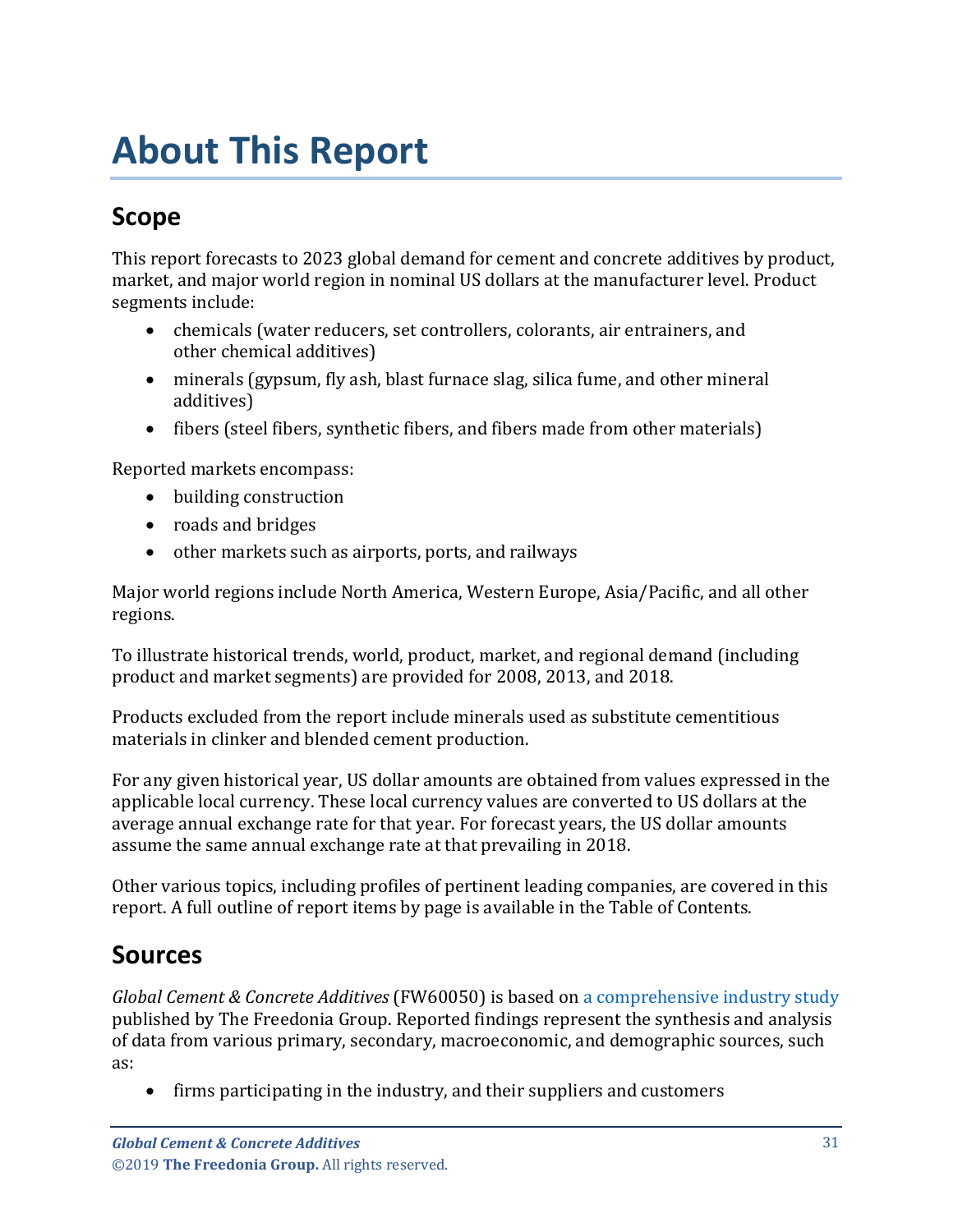# About This Report

## Scope

This report forecasts to 2023 global demand for cement and concrete additives by product, market, and major world region in nominal US dollars at the manufacturer level. Product segments include:

- chemicals (water reducers, set controllers, colorants, air entrainers, and other chemical additives)
- minerals (gypsum, fly ash, blast furnace slag, silica fume, and other mineral additives)
- fibers (steel fibers, synthetic fibers, and fibers made from other materials)

Reported markets encompass:

- building construction
- roads and bridges
- other markets such as airports, ports, and railways

Major world regions include North America, Western Europe, Asia/Pacific, and all other regions.

To illustrate historical trends, world, product, market, and regional demand (including product and market segments) are provided for 2008, 2013, and 2018.

Products excluded from the report include minerals used as substitute cementitious materials in clinker and blended cement production.

For any given historical year, US dollar amounts are obtained from values expressed in the applicable local currency. These local currency values are converted to US dollars at the average annual exchange rate for that year. For forecast years, the US dollar amounts assume the same annual exchange rate at that prevailing in 2018.

Other various topics, including profiles of pertinent leading companies, are covered in this report. A full outline of report items by page is available in the Table of Contents.

## Sources

*Global Cement & Concrete Additives* (FW60050) is based on a comprehensive industry study published by The Freedonia Group. Reported findings represent the synthesis and analysis of data from various primary, secondary, macroeconomic, and demographic sources, such as:

- firms participating in the industry, and their suppliers and customers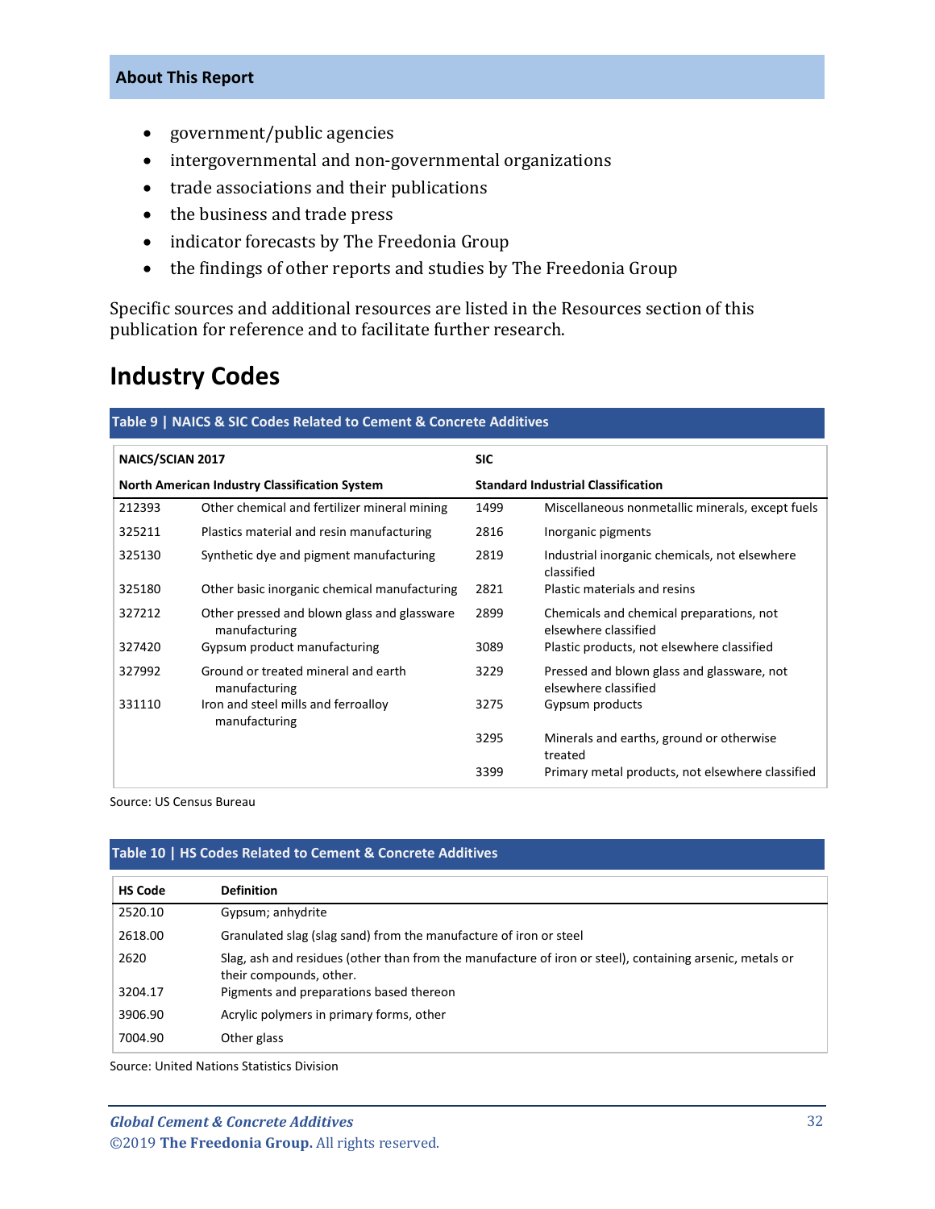**About This Report**

- government/public agencies
- intergovernmental and non-governmental organizations
- trade associations and their publications
- the business and trade press
- indicator forecasts by The Freedonia Group
- the findings of other reports and studies by The Freedonia Group

Specific sources and additional resources are listed in the Resources section of this publication for reference and to facilitate further research.

## Industry Codes

**Table 9 | NAICS & SIC Codes Related to Cement & Concrete Additives**

| NAICS/SCIAN 2017 | | SIC | |
|---|---|---|---|
| **North American Industry Classification System** | | **Standard Industrial Classification** | |
| 212393 | Other chemical and fertilizer mineral mining | 1499 | Miscellaneous nonmetallic minerals, except fuels |
| 325211 | Plastics material and resin manufacturing | 2816 | Inorganic pigments |
| 325130 | Synthetic dye and pigment manufacturing | 2819 | Industrial inorganic chemicals, not elsewhere classified |
| 325180 | Other basic inorganic chemical manufacturing | 2821 | Plastic materials and resins |
| 327212 | Other pressed and blown glass and glassware manufacturing | 2899 | Chemicals and chemical preparations, not elsewhere classified |
| 327420 | Gypsum product manufacturing | 3089 | Plastic products, not elsewhere classified |
| 327992 | Ground or treated mineral and earth manufacturing | 3229 | Pressed and blown glass and glassware, not elsewhere classified |
| 331110 | Iron and steel mills and ferroalloy manufacturing | 3275 | Gypsum products |
| | | 3295 | Minerals and earths, ground or otherwise treated |
| | | 3399 | Primary metal products, not elsewhere classified |

Source: US Census Bureau

**Table 10 | HS Codes Related to Cement & Concrete Additives**

| HS Code | Definition |
|---|---|
| 2520.10 | Gypsum; anhydrite |
| 2618.00 | Granulated slag (slag sand) from the manufacture of iron or steel |
| 2620 | Slag, ash and residues (other than from the manufacture of iron or steel), containing arsenic, metals or their compounds, other. |
| 3204.17 | Pigments and preparations based thereon |
| 3906.90 | Acrylic polymers in primary forms, other |
| 7004.90 | Other glass |

Source: United Nations Statistics Division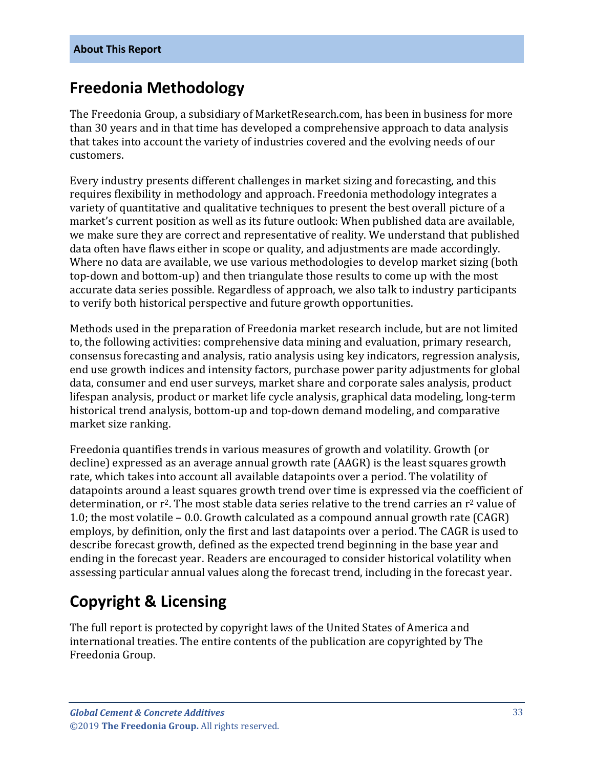**About This Report**

## Freedonia Methodology

The Freedonia Group, a subsidiary of MarketResearch.com, has been in business for more than 30 years and in that time has developed a comprehensive approach to data analysis that takes into account the variety of industries covered and the evolving needs of our customers.

Every industry presents different challenges in market sizing and forecasting, and this requires flexibility in methodology and approach. Freedonia methodology integrates a variety of quantitative and qualitative techniques to present the best overall picture of a market's current position as well as its future outlook: When published data are available, we make sure they are correct and representative of reality. We understand that published data often have flaws either in scope or quality, and adjustments are made accordingly. Where no data are available, we use various methodologies to develop market sizing (both top-down and bottom-up) and then triangulate those results to come up with the most accurate data series possible. Regardless of approach, we also talk to industry participants to verify both historical perspective and future growth opportunities.

Methods used in the preparation of Freedonia market research include, but are not limited to, the following activities: comprehensive data mining and evaluation, primary research, consensus forecasting and analysis, ratio analysis using key indicators, regression analysis, end use growth indices and intensity factors, purchase power parity adjustments for global data, consumer and end user surveys, market share and corporate sales analysis, product lifespan analysis, product or market life cycle analysis, graphical data modeling, long-term historical trend analysis, bottom-up and top-down demand modeling, and comparative market size ranking.

Freedonia quantifies trends in various measures of growth and volatility. Growth (or decline) expressed as an average annual growth rate (AAGR) is the least squares growth rate, which takes into account all available datapoints over a period. The volatility of datapoints around a least squares growth trend over time is expressed via the coefficient of determination, or $r^2$. The most stable data series relative to the trend carries an $r^2$ value of 1.0; the most volatile – 0.0. Growth calculated as a compound annual growth rate (CAGR) employs, by definition, only the first and last datapoints over a period. The CAGR is used to describe forecast growth, defined as the expected trend beginning in the base year and ending in the forecast year. Readers are encouraged to consider historical volatility when assessing particular annual values along the forecast trend, including in the forecast year.

## Copyright & Licensing

The full report is protected by copyright laws of the United States of America and international treaties. The entire contents of the publication are copyrighted by The Freedonia Group.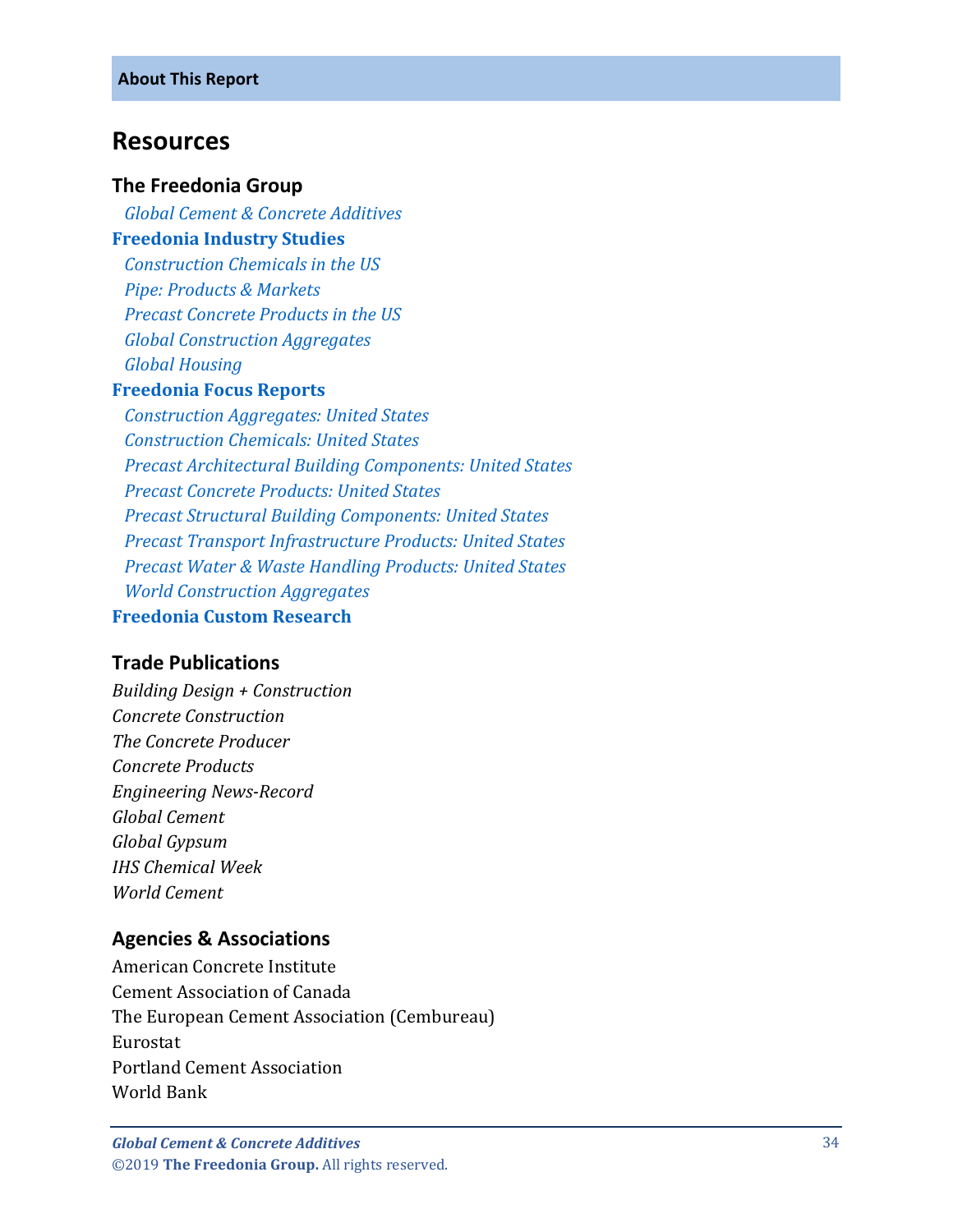## Resources

### The Freedonia Group

*Global Cement & Concrete Additives*

**Freedonia Industry Studies**

*Construction Chemicals in the US*
*Pipe: Products & Markets*
*Precast Concrete Products in the US*
*Global Construction Aggregates*
*Global Housing*

**Freedonia Focus Reports**

*Construction Aggregates: United States*
*Construction Chemicals: United States*
*Precast Architectural Building Components: United States*
*Precast Concrete Products: United States*
*Precast Structural Building Components: United States*
*Precast Transport Infrastructure Products: United States*
*Precast Water & Waste Handling Products: United States*
*World Construction Aggregates*

**Freedonia Custom Research**

### Trade Publications

*Building Design + Construction*
*Concrete Construction*
*The Concrete Producer*
*Concrete Products*
*Engineering News-Record*
*Global Cement*
*Global Gypsum*
*IHS Chemical Week*
*World Cement*

### Agencies & Associations

American Concrete Institute
Cement Association of Canada
The European Cement Association (Cembureau)
Eurostat
Portland Cement Association
World Bank